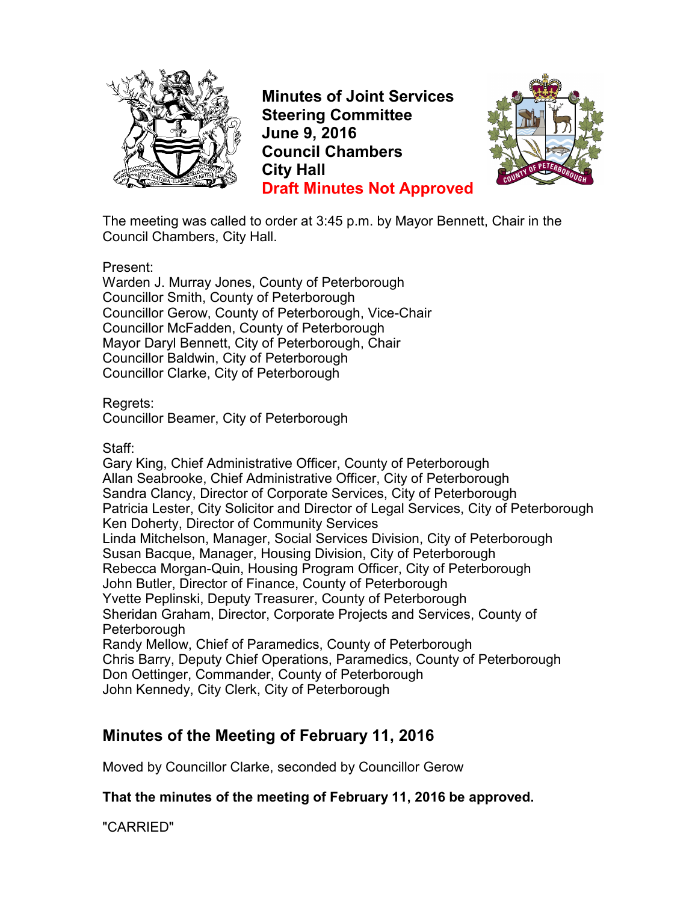# Minutes of Joint Services Steering Committee

**June 9, 2016**
**Council Chambers**
**City Hall**
**Draft Minutes Not Approved**

The meeting was called to order at 3:45 p.m. by Mayor Bennett, Chair in the Council Chambers, City Hall.

Present:
Warden J. Murray Jones, County of Peterborough
Councillor Smith, County of Peterborough
Councillor Gerow, County of Peterborough, Vice-Chair
Councillor McFadden, County of Peterborough
Mayor Daryl Bennett, City of Peterborough, Chair
Councillor Baldwin, City of Peterborough
Councillor Clarke, City of Peterborough

Regrets:
Councillor Beamer, City of Peterborough

Staff:
Gary King, Chief Administrative Officer, County of Peterborough
Allan Seabrooke, Chief Administrative Officer, City of Peterborough
Sandra Clancy, Director of Corporate Services, City of Peterborough
Patricia Lester, City Solicitor and Director of Legal Services, City of Peterborough
Ken Doherty, Director of Community Services
Linda Mitchelson, Manager, Social Services Division, City of Peterborough
Susan Bacque, Manager, Housing Division, City of Peterborough
Rebecca Morgan-Quin, Housing Program Officer, City of Peterborough
John Butler, Director of Finance, County of Peterborough
Yvette Peplinski, Deputy Treasurer, County of Peterborough
Sheridan Graham, Director, Corporate Projects and Services, County of Peterborough
Randy Mellow, Chief of Paramedics, County of Peterborough
Chris Barry, Deputy Chief Operations, Paramedics, County of Peterborough
Don Oettinger, Commander, County of Peterborough
John Kennedy, City Clerk, City of Peterborough

## Minutes of the Meeting of February 11, 2016

Moved by Councillor Clarke, seconded by Councillor Gerow

**That the minutes of the meeting of February 11, 2016 be approved.**

"CARRIED"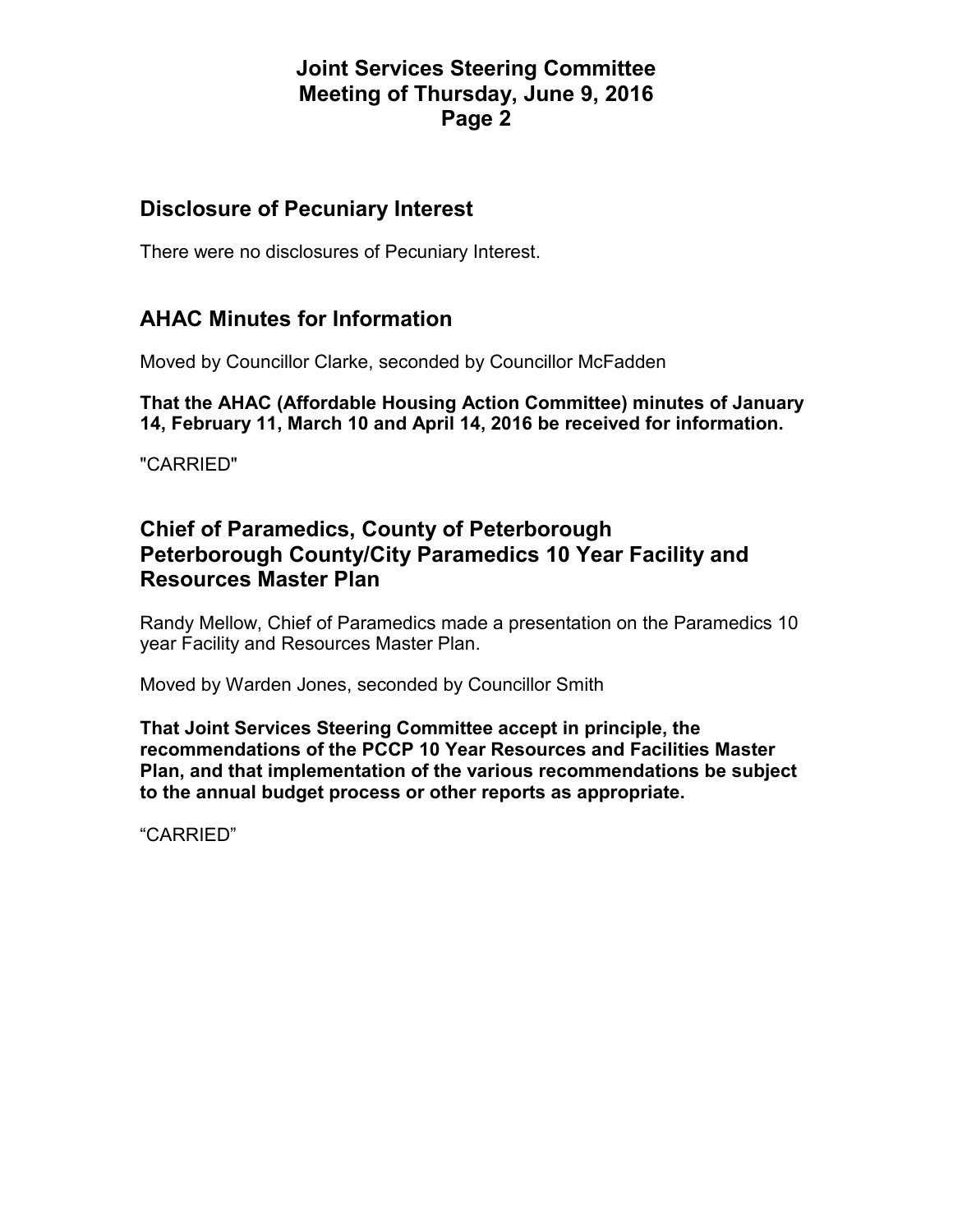## Disclosure of Pecuniary Interest

There were no disclosures of Pecuniary Interest.

## AHAC Minutes for Information

Moved by Councillor Clarke, seconded by Councillor McFadden

**That the AHAC (Affordable Housing Action Committee) minutes of January 14, February 11, March 10 and April 14, 2016 be received for information.**

"CARRIED"

## Chief of Paramedics, County of Peterborough Peterborough County/City Paramedics 10 Year Facility and Resources Master Plan

Randy Mellow, Chief of Paramedics made a presentation on the Paramedics 10 year Facility and Resources Master Plan.

Moved by Warden Jones, seconded by Councillor Smith

**That Joint Services Steering Committee accept in principle, the recommendations of the PCCP 10 Year Resources and Facilities Master Plan, and that implementation of the various recommendations be subject to the annual budget process or other reports as appropriate.**

"CARRIED"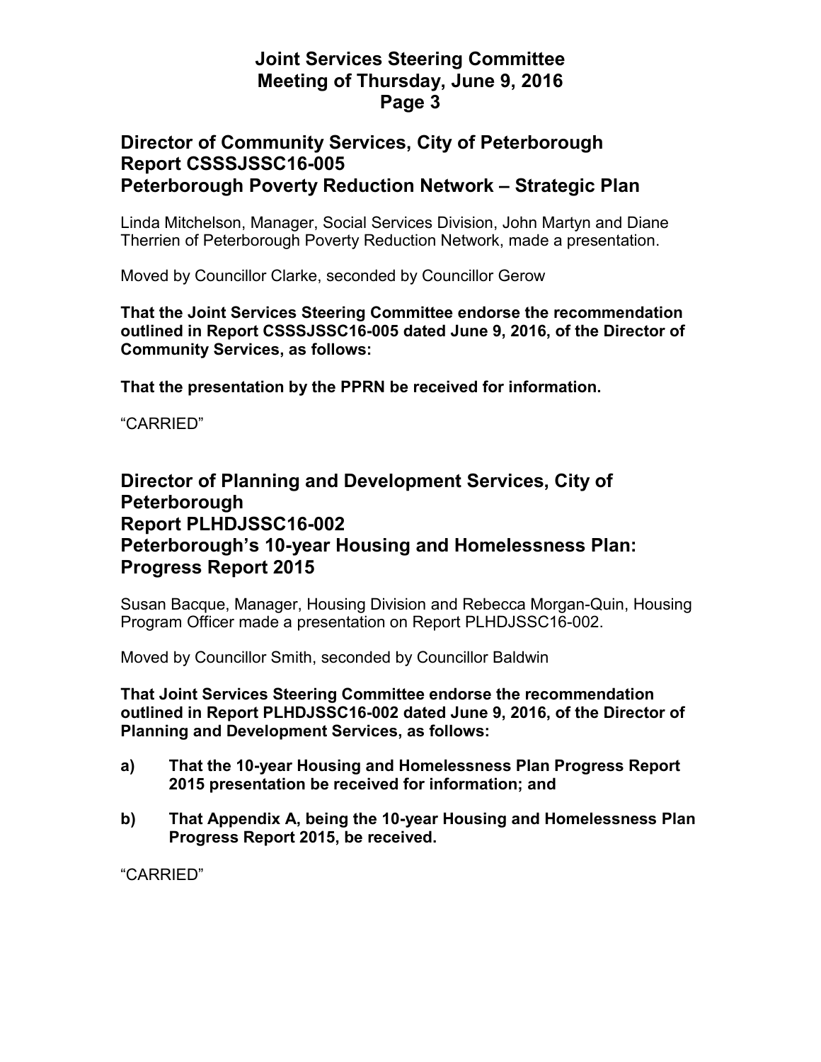## Director of Community Services, City of Peterborough
## Report CSSSJSSC16-005
## Peterborough Poverty Reduction Network – Strategic Plan

Linda Mitchelson, Manager, Social Services Division, John Martyn and Diane Therrien of Peterborough Poverty Reduction Network, made a presentation.

Moved by Councillor Clarke, seconded by Councillor Gerow

**That the Joint Services Steering Committee endorse the recommendation outlined in Report CSSSJSSC16-005 dated June 9, 2016, of the Director of Community Services, as follows:**

**That the presentation by the PPRN be received for information.**

"CARRIED"

## Director of Planning and Development Services, City of Peterborough
## Report PLHDJSSC16-002
## Peterborough's 10-year Housing and Homelessness Plan: Progress Report 2015

Susan Bacque, Manager, Housing Division and Rebecca Morgan-Quin, Housing Program Officer made a presentation on Report PLHDJSSC16-002.

Moved by Councillor Smith, seconded by Councillor Baldwin

**That Joint Services Steering Committee endorse the recommendation outlined in Report PLHDJSSC16-002 dated June 9, 2016, of the Director of Planning and Development Services, as follows:**

**a) That the 10-year Housing and Homelessness Plan Progress Report 2015 presentation be received for information; and**

**b) That Appendix A, being the 10-year Housing and Homelessness Plan Progress Report 2015, be received.**

"CARRIED"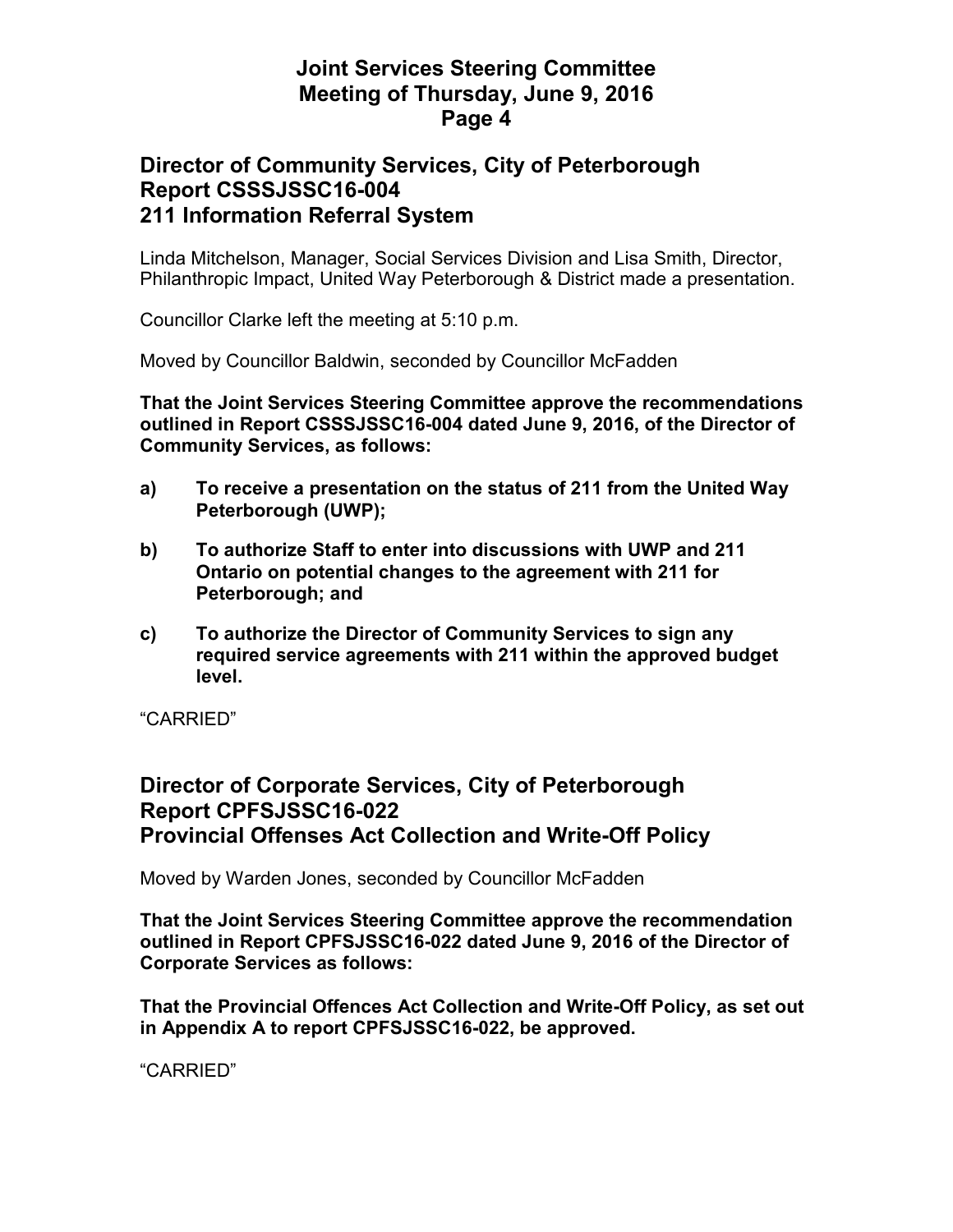## Director of Community Services, City of Peterborough
## Report CSSSJSSC16-004
## 211 Information Referral System

Linda Mitchelson, Manager, Social Services Division and Lisa Smith, Director, Philanthropic Impact, United Way Peterborough & District made a presentation.

Councillor Clarke left the meeting at 5:10 p.m.

Moved by Councillor Baldwin, seconded by Councillor McFadden

**That the Joint Services Steering Committee approve the recommendations outlined in Report CSSSJSSC16-004 dated June 9, 2016, of the Director of Community Services, as follows:**

**a) To receive a presentation on the status of 211 from the United Way Peterborough (UWP);**

**b) To authorize Staff to enter into discussions with UWP and 211 Ontario on potential changes to the agreement with 211 for Peterborough; and**

**c) To authorize the Director of Community Services to sign any required service agreements with 211 within the approved budget level.**

"CARRIED"

## Director of Corporate Services, City of Peterborough
## Report CPFSJSSC16-022
## Provincial Offenses Act Collection and Write-Off Policy

Moved by Warden Jones, seconded by Councillor McFadden

**That the Joint Services Steering Committee approve the recommendation outlined in Report CPFSJSSC16-022 dated June 9, 2016 of the Director of Corporate Services as follows:**

**That the Provincial Offences Act Collection and Write-Off Policy, as set out in Appendix A to report CPFSJSSC16-022, be approved.**

"CARRIED"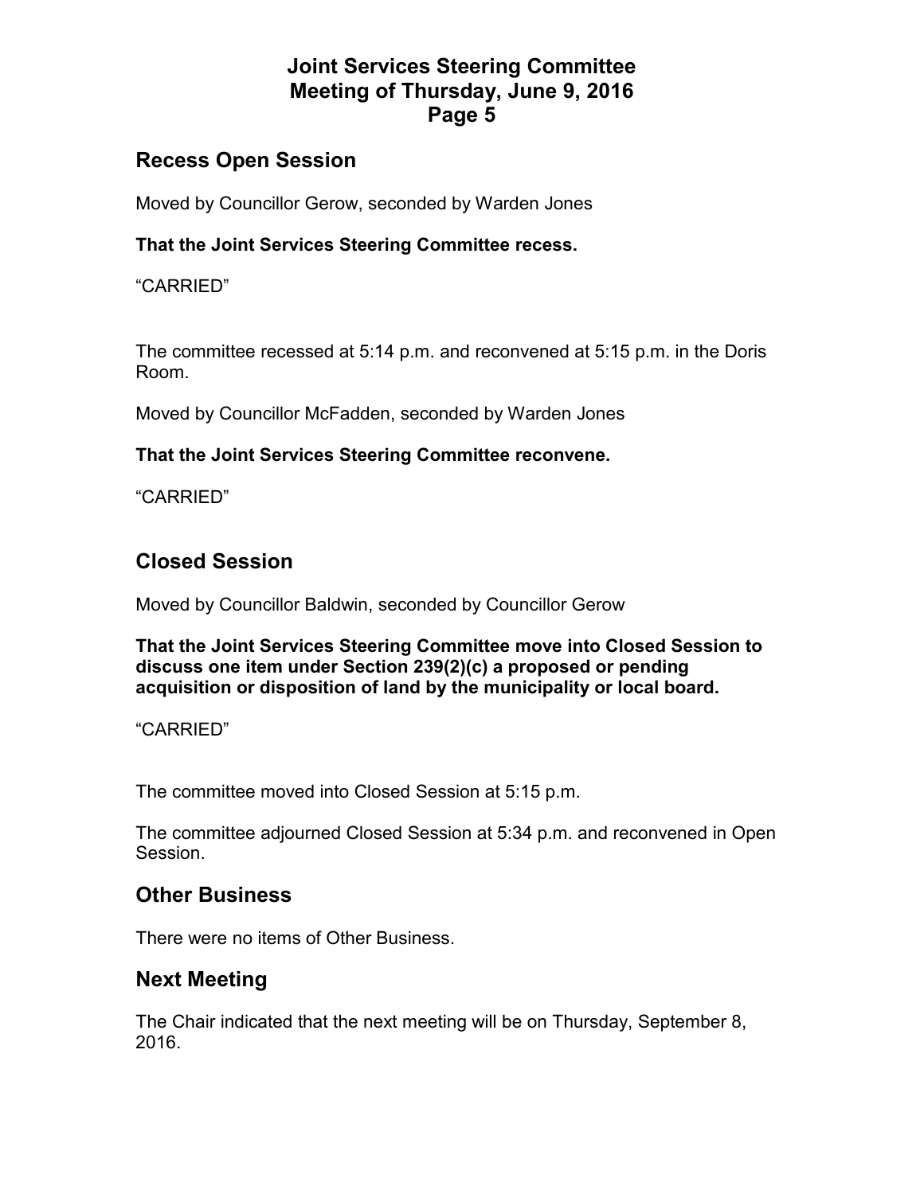## Recess Open Session

Moved by Councillor Gerow, seconded by Warden Jones

**That the Joint Services Steering Committee recess.**

“CARRIED”

The committee recessed at 5:14 p.m. and reconvened at 5:15 p.m. in the Doris Room.

Moved by Councillor McFadden, seconded by Warden Jones

**That the Joint Services Steering Committee reconvene.**

“CARRIED”

## Closed Session

Moved by Councillor Baldwin, seconded by Councillor Gerow

**That the Joint Services Steering Committee move into Closed Session to discuss one item under Section 239(2)(c) a proposed or pending acquisition or disposition of land by the municipality or local board.**

“CARRIED”

The committee moved into Closed Session at 5:15 p.m.

The committee adjourned Closed Session at 5:34 p.m. and reconvened in Open Session.

## Other Business

There were no items of Other Business.

## Next Meeting

The Chair indicated that the next meeting will be on Thursday, September 8, 2016.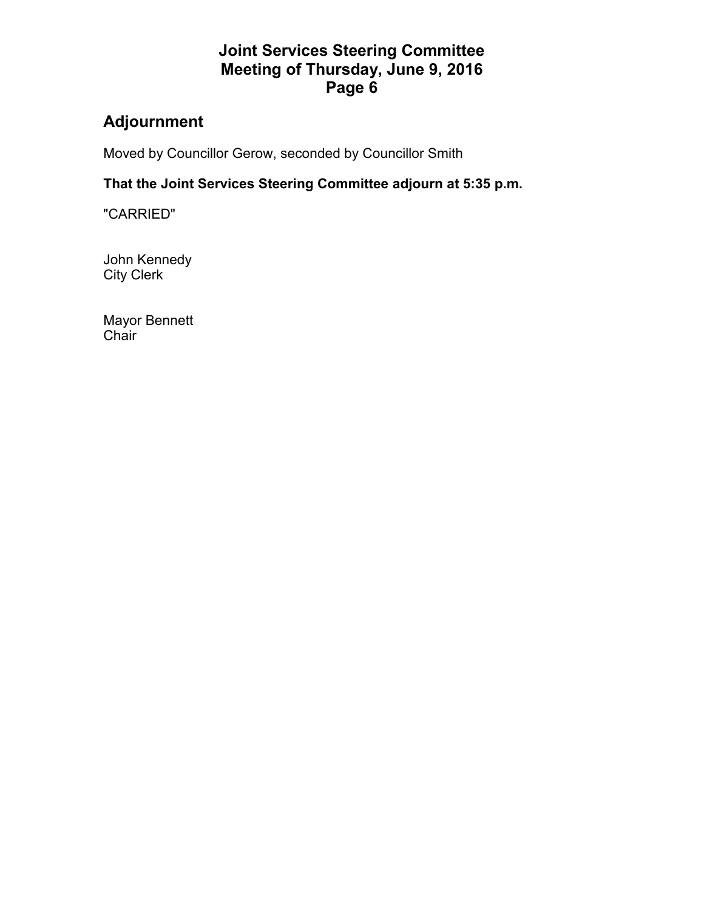## Adjournment

Moved by Councillor Gerow, seconded by Councillor Smith

**That the Joint Services Steering Committee adjourn at 5:35 p.m.**

"CARRIED"

John Kennedy
City Clerk

Mayor Bennett
Chair